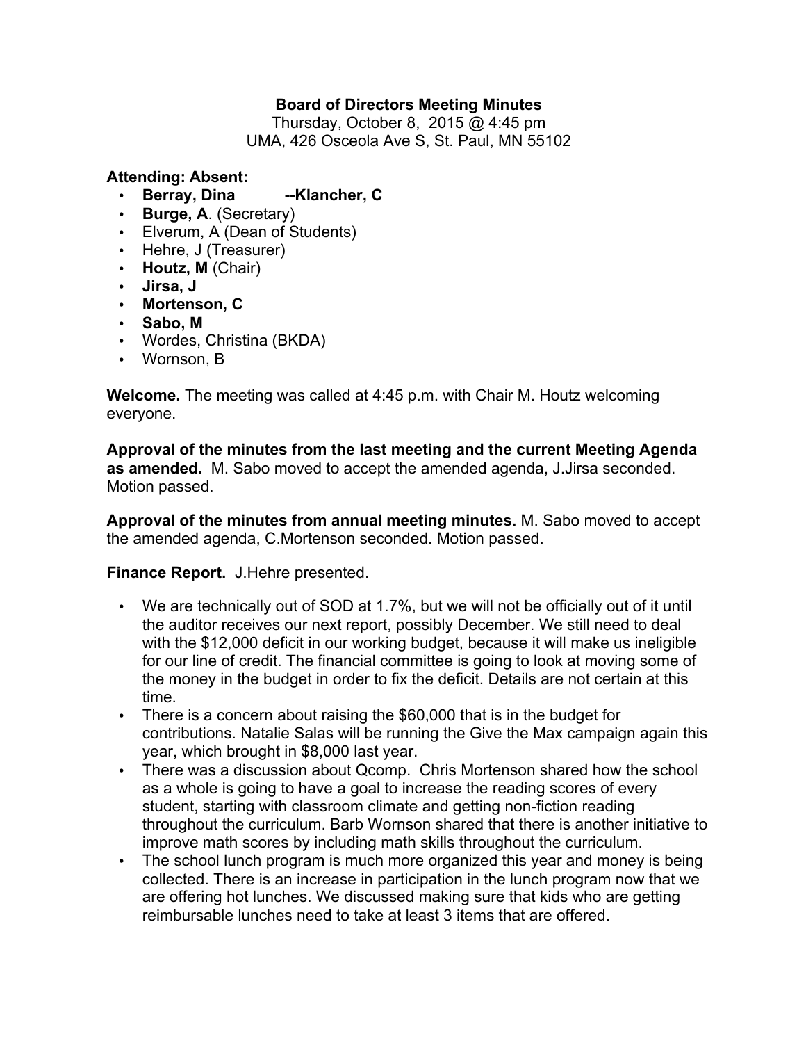**Board of Directors Meeting Minutes**

Thursday, October 8, 2015 @ 4:45 pm

UMA, 426 Osceola Ave S, St. Paul, MN 55102

**Attending: Absent:**

- **Berray, Dina** **--Klancher, C**
- **Burge, A**. (Secretary)
- Elverum, A (Dean of Students)
- Hehre, J (Treasurer)
- **Houtz, M** (Chair)
- **Jirsa, J**
- **Mortenson, C**
- **Sabo, M**
- Wordes, Christina (BKDA)
- Wornson, B

**Welcome.** The meeting was called at 4:45 p.m. with Chair M. Houtz welcoming everyone.

**Approval of the minutes from the last meeting and the current Meeting Agenda as amended.** M. Sabo moved to accept the amended agenda, J.Jirsa seconded. Motion passed.

**Approval of the minutes from annual meeting minutes.** M. Sabo moved to accept the amended agenda, C.Mortenson seconded. Motion passed.

**Finance Report.** J.Hehre presented.

- We are technically out of SOD at 1.7%, but we will not be officially out of it until the auditor receives our next report, possibly December. We still need to deal with the $12,000 deficit in our working budget, because it will make us ineligible for our line of credit. The financial committee is going to look at moving some of the money in the budget in order to fix the deficit. Details are not certain at this time.
- There is a concern about raising the $60,000 that is in the budget for contributions. Natalie Salas will be running the Give the Max campaign again this year, which brought in $8,000 last year.
- There was a discussion about Qcomp. Chris Mortenson shared how the school as a whole is going to have a goal to increase the reading scores of every student, starting with classroom climate and getting non-fiction reading throughout the curriculum. Barb Wornson shared that there is another initiative to improve math scores by including math skills throughout the curriculum.
- The school lunch program is much more organized this year and money is being collected. There is an increase in participation in the lunch program now that we are offering hot lunches. We discussed making sure that kids who are getting reimbursable lunches need to take at least 3 items that are offered.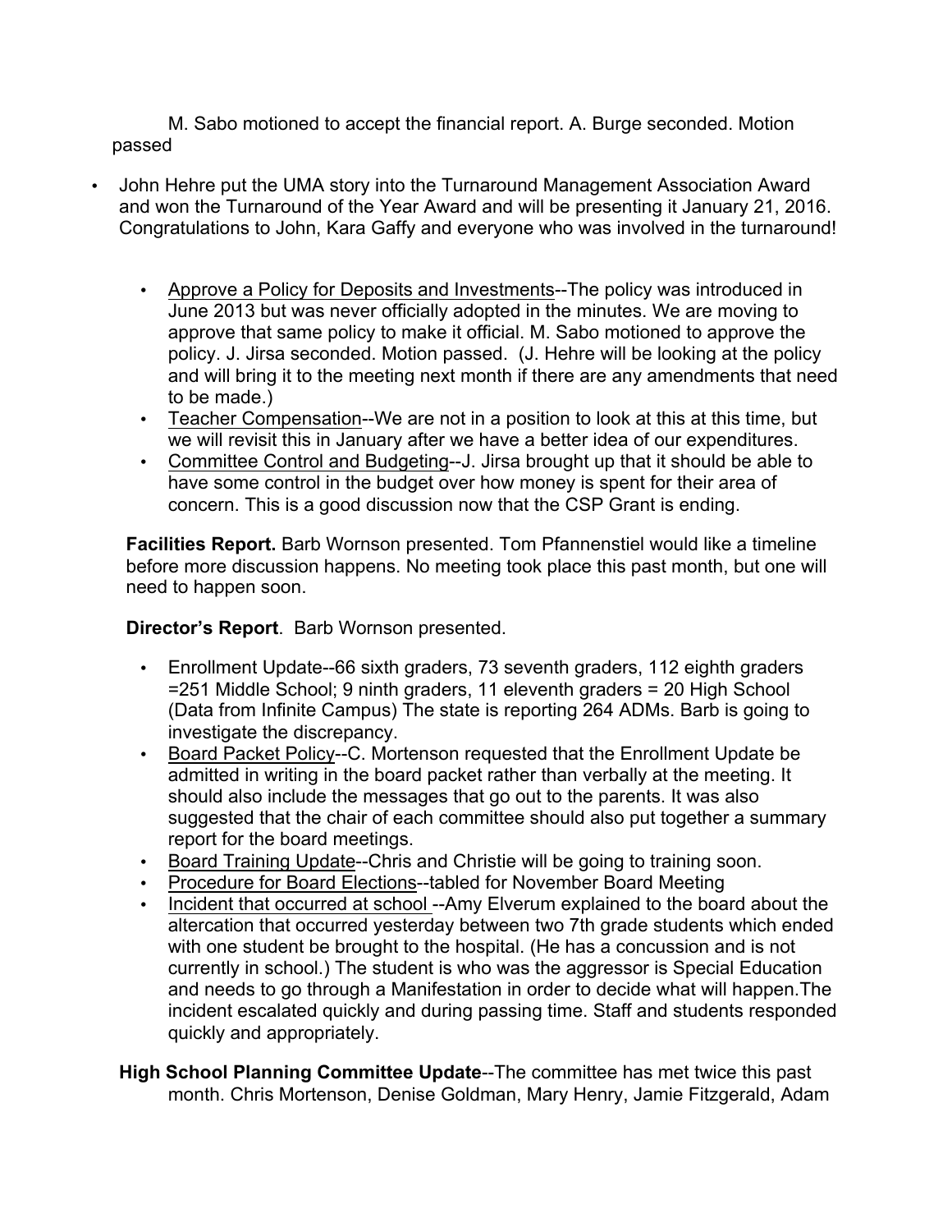M. Sabo motioned to accept the financial report. A. Burge seconded. Motion passed

- John Hehre put the UMA story into the Turnaround Management Association Award and won the Turnaround of the Year Award and will be presenting it January 21, 2016. Congratulations to John, Kara Gaffy and everyone who was involved in the turnaround!

    - Approve a Policy for Deposits and Investments--The policy was introduced in June 2013 but was never officially adopted in the minutes. We are moving to approve that same policy to make it official. M. Sabo motioned to approve the policy. J. Jirsa seconded. Motion passed. (J. Hehre will be looking at the policy and will bring it to the meeting next month if there are any amendments that need to be made.)
    - Teacher Compensation--We are not in a position to look at this at this time, but we will revisit this in January after we have a better idea of our expenditures.
    - Committee Control and Budgeting--J. Jirsa brought up that it should be able to have some control in the budget over how money is spent for their area of concern. This is a good discussion now that the CSP Grant is ending.

**Facilities Report.** Barb Wornson presented. Tom Pfannenstiel would like a timeline before more discussion happens. No meeting took place this past month, but one will need to happen soon.

**Director's Report**. Barb Wornson presented.

- Enrollment Update--66 sixth graders, 73 seventh graders, 112 eighth graders =251 Middle School; 9 ninth graders, 11 eleventh graders = 20 High School (Data from Infinite Campus) The state is reporting 264 ADMs. Barb is going to investigate the discrepancy.
- Board Packet Policy--C. Mortenson requested that the Enrollment Update be admitted in writing in the board packet rather than verbally at the meeting. It should also include the messages that go out to the parents. It was also suggested that the chair of each committee should also put together a summary report for the board meetings.
- Board Training Update--Chris and Christie will be going to training soon.
- Procedure for Board Elections--tabled for November Board Meeting
- Incident that occurred at school --Amy Elverum explained to the board about the altercation that occurred yesterday between two 7th grade students which ended with one student be brought to the hospital. (He has a concussion and is not currently in school.) The student is who was the aggressor is Special Education and needs to go through a Manifestation in order to decide what will happen.The incident escalated quickly and during passing time. Staff and students responded quickly and appropriately.

**High School Planning Committee Update**--The committee has met twice this past month. Chris Mortenson, Denise Goldman, Mary Henry, Jamie Fitzgerald, Adam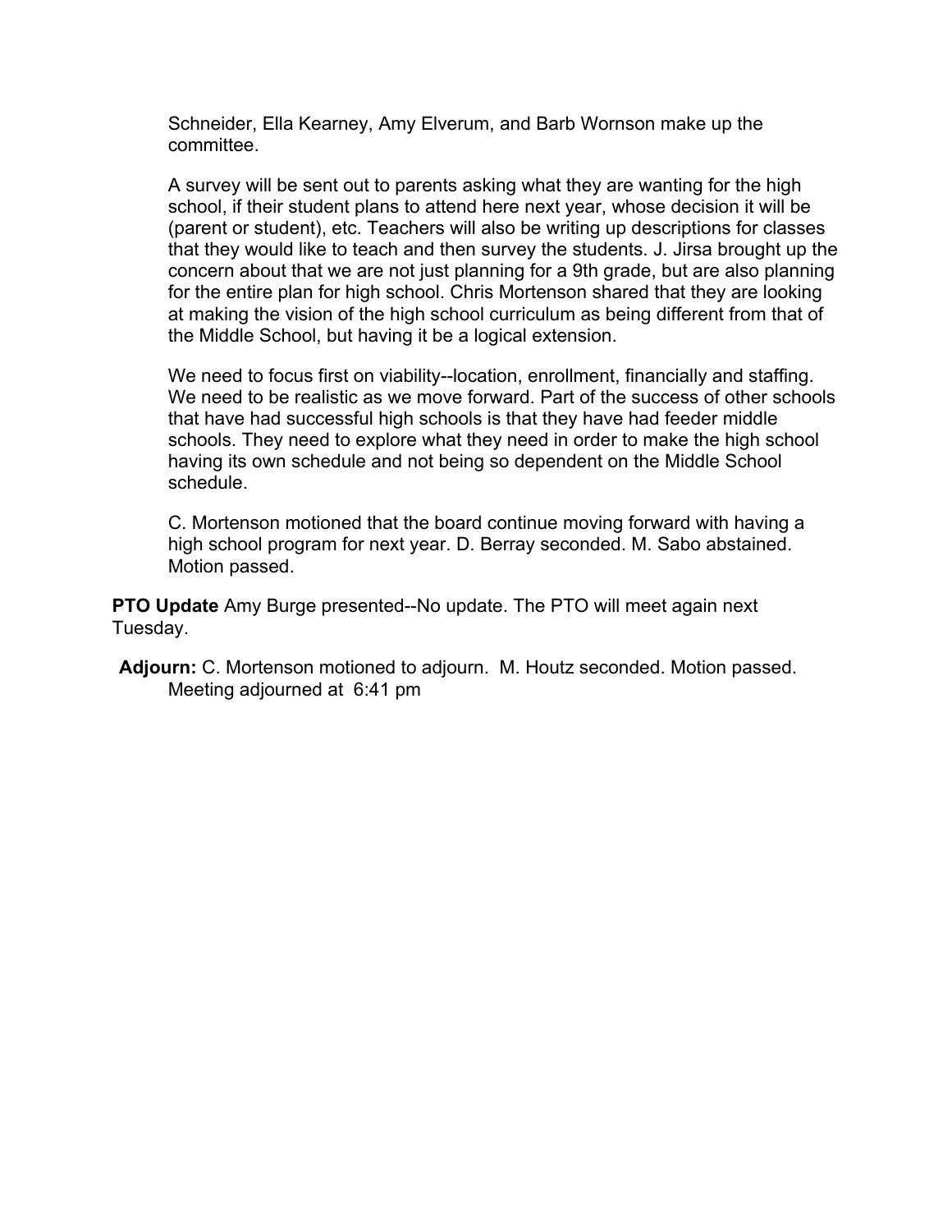Schneider, Ella Kearney, Amy Elverum, and Barb Wornson make up the committee.

A survey will be sent out to parents asking what they are wanting for the high school, if their student plans to attend here next year, whose decision it will be (parent or student), etc. Teachers will also be writing up descriptions for classes that they would like to teach and then survey the students. J. Jirsa brought up the concern about that we are not just planning for a 9th grade, but are also planning for the entire plan for high school. Chris Mortenson shared that they are looking at making the vision of the high school curriculum as being different from that of the Middle School, but having it be a logical extension.

We need to focus first on viability--location, enrollment, financially and staffing. We need to be realistic as we move forward. Part of the success of other schools that have had successful high schools is that they have had feeder middle schools. They need to explore what they need in order to make the high school having its own schedule and not being so dependent on the Middle School schedule.

C. Mortenson motioned that the board continue moving forward with having a high school program for next year. D. Berray seconded. M. Sabo abstained. Motion passed.

**PTO Update** Amy Burge presented--No update. The PTO will meet again next Tuesday.

**Adjourn:** C. Mortenson motioned to adjourn. M. Houtz seconded. Motion passed. Meeting adjourned at 6:41 pm